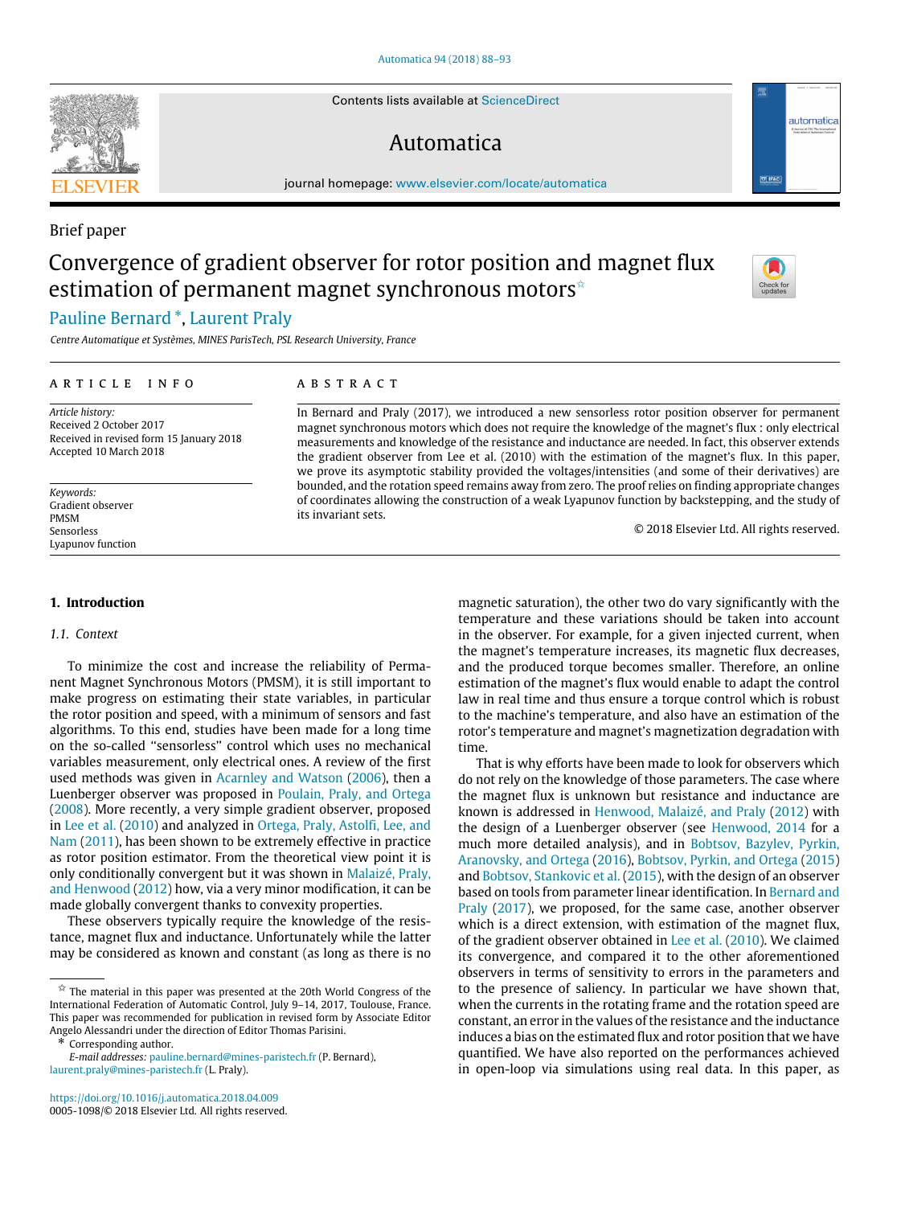Brief paper

# Convergence of gradient observer for rotor position and magnet flux estimation of permanent magnet synchronous motors☆

Pauline Bernard *, Laurent Praly

*Centre Automatique et Systèmes, MINES ParisTech, PSL Research University, France*

ARTICLE INFO

*Article history:*
Received 2 October 2017
Received in revised form 15 January 2018
Accepted 10 March 2018

*Keywords:*
Gradient observer
PMSM
Sensorless
Lyapunov function

ABSTRACT

In Bernard and Praly (2017), we introduced a new sensorless rotor position observer for permanent magnet synchronous motors which does not require the knowledge of the magnet's flux : only electrical measurements and knowledge of the resistance and inductance are needed. In fact, this observer extends the gradient observer from Lee et al. (2010) with the estimation of the magnet's flux. In this paper, we prove its asymptotic stability provided the voltages/intensities (and some of their derivatives) are bounded, and the rotation speed remains away from zero. The proof relies on finding appropriate changes of coordinates allowing the construction of a weak Lyapunov function by backstepping, and the study of its invariant sets.

© 2018 Elsevier Ltd. All rights reserved.

## 1. Introduction

### 1.1. Context

To minimize the cost and increase the reliability of Permanent Magnet Synchronous Motors (PMSM), it is still important to make progress on estimating their state variables, in particular the rotor position and speed, with a minimum of sensors and fast algorithms. To this end, studies have been made for a long time on the so-called "sensorless" control which uses no mechanical variables measurement, only electrical ones. A review of the first used methods was given in Acarnley and Watson (2006), then a Luenberger observer was proposed in Poulain, Praly, and Ortega (2008). More recently, a very simple gradient observer, proposed in Lee et al. (2010) and analyzed in Ortega, Praly, Astolfi, Lee, and Nam (2011), has been shown to be extremely effective in practice as rotor position estimator. From the theoretical view point it is only conditionally convergent but it was shown in Malaizé, Praly, and Henwood (2012) how, via a very minor modification, it can be made globally convergent thanks to convexity properties.

These observers typically require the knowledge of the resistance, magnet flux and inductance. Unfortunately while the latter may be considered as known and constant (as long as there is no magnetic saturation), the other two do vary significantly with the temperature and these variations should be taken into account in the observer. For example, for a given injected current, when the magnet's temperature increases, its magnetic flux decreases, and the produced torque becomes smaller. Therefore, an online estimation of the magnet's flux would enable to adapt the control law in real time and thus ensure a torque control which is robust to the machine's temperature, and also have an estimation of the rotor's temperature and magnet's magnetization degradation with time.

That is why efforts have been made to look for observers which do not rely on the knowledge of those parameters. The case where the magnet flux is unknown but resistance and inductance are known is addressed in Henwood, Malaizé, and Praly (2012) with the design of a Luenberger observer (see Henwood, 2014 for a much more detailed analysis), and in Bobtsov, Bazylev, Pyrkin, Aranovsky, and Ortega (2016), Bobtsov, Pyrkin, and Ortega (2015) and Bobtsov, Stankovic et al. (2015), with the design of an observer based on tools from parameter linear identification. In Bernard and Praly (2017), we proposed, for the same case, another observer which is a direct extension, with estimation of the magnet flux, of the gradient observer obtained in Lee et al. (2010). We claimed its convergence, and compared it to the other aforementioned observers in terms of sensitivity to errors in the parameters and to the presence of saliency. In particular we have shown that, when the currents in the rotating frame and the rotation speed are constant, an error in the values of the resistance and the inductance induces a bias on the estimated flux and rotor position that we have quantified. We have also reported on the performances achieved in open-loop via simulations using real data. In this paper, as

---

☆ The material in this paper was presented at the 20th World Congress of the International Federation of Automatic Control, July 9–14, 2017, Toulouse, France. This paper was recommended for publication in revised form by Associate Editor Angelo Alessandri under the direction of Editor Thomas Parisini.

\* Corresponding author.
*E-mail addresses:* pauline.bernard@mines-paristech.fr (P. Bernard), laurent.praly@mines-paristech.fr (L. Praly).

https://doi.org/10.1016/j.automatica.2018.04.009
0005-1098/© 2018 Elsevier Ltd. All rights reserved.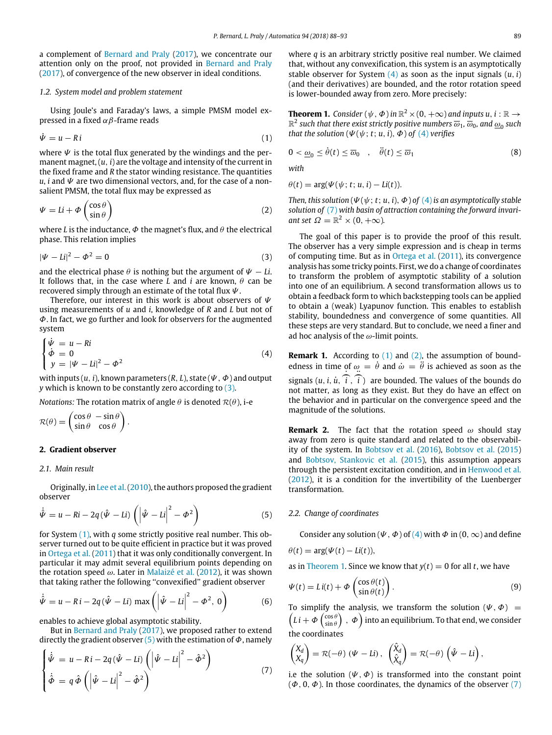a complement of Bernard and Praly (2017), we concentrate our attention only on the proof, not provided in Bernard and Praly (2017), of convergence of the new observer in ideal conditions.

### 1.2. System model and problem statement

Using Joule's and Faraday's laws, a simple PMSM model expressed in a fixed $\alpha\beta$-frame reads

$$\dot{\Psi} = u - R\, i \tag{1}$$

where $\Psi$ is the total flux generated by the windings and the permanent magnet, $(u, i)$ are the voltage and intensity of the current in the fixed frame and $R$ the stator winding resistance. The quantities $u$, $i$ and $\Psi$ are two dimensional vectors, and, for the case of a non-salient PMSM, the total flux may be expressed as

$$\Psi = Li + \Phi \begin{pmatrix} \cos\theta \\ \sin\theta \end{pmatrix} \tag{2}$$

where $L$ is the inductance, $\Phi$ the magnet's flux, and $\theta$ the electrical phase. This relation implies

$$|\Psi - Li|^2 - \Phi^2 = 0 \tag{3}$$

and the electrical phase $\theta$ is nothing but the argument of $\Psi - Li$. It follows that, in the case where $L$ and $i$ are known, $\theta$ can be recovered simply through an estimation of the total flux $\Psi$.

Therefore, our interest in this work is about observers of $\Psi$ using measurements of $u$ and $i$, knowledge of $R$ and $L$ but not of $\Phi$. In fact, we go further and look for observers for the augmented system

$$\begin{cases} \dot{\Psi} &= u - Ri \\ \dot{\Phi} &= 0 \\ y &= |\Psi - Li|^2 - \Phi^2 \end{cases} \tag{4}$$

with inputs $(u, i)$, known parameters $(R, L)$, state $(\Psi, \Phi)$ and output $y$ which is known to be constantly zero according to (3).

*Notations:* The rotation matrix of angle $\theta$ is denoted $\mathcal{R}(\theta)$, i-e

$$\mathcal{R}(\theta) = \begin{pmatrix} \cos\theta & -\sin\theta \\ \sin\theta & \cos\theta \end{pmatrix}.$$

## 2. Gradient observer

### 2.1. Main result

Originally, in Lee et al. (2010), the authors proposed the gradient observer

$$\dot{\hat{\Psi}} = u - Ri - 2q(\hat{\Psi} - Li)\left(\left|\hat{\Psi} - Li\right|^2 - \Phi^2\right) \tag{5}$$

for System (1), with $q$ some strictly positive real number. This observer turned out to be quite efficient in practice but it was proved in Ortega et al. (2011) that it was only conditionally convergent. In particular it may admit several equilibrium points depending on the rotation speed $\omega$. Later in Malaizé et al. (2012), it was shown that taking rather the following "convexified" gradient observer

$$\dot{\hat{\Psi}} = u - R\, i - 2q(\hat{\Psi} - Li)\max\left(\left|\hat{\Psi} - Li\right|^2 - \Phi^2,\ 0\right) \tag{6}$$

enables to achieve global asymptotic stability.

But in Bernard and Praly (2017), we proposed rather to extend directly the gradient observer (5) with the estimation of $\Phi$, namely

$$\begin{cases} \dot{\hat{\Psi}} &= u - R\, i - 2q(\hat{\Psi} - Li)\left(\left|\hat{\Psi} - Li\right|^2 - \hat{\Phi}^2\right) \\ \dot{\hat{\Phi}} &= q\,\hat{\Phi}\left(\left|\hat{\Psi} - Li\right|^2 - \hat{\Phi}^2\right) \end{cases} \tag{7}$$

where $q$ is an arbitrary strictly positive real number. We claimed that, without any convexification, this system is an asymptotically stable observer for System (4) as soon as the input signals $(u, i)$ (and their derivatives) are bounded, and the rotor rotation speed is lower-bounded away from zero. More precisely:

**Theorem 1.** *Consider $(\psi, \Phi)$ in $\mathbb{R}^2 \times (0, +\infty)$ and inputs $u, i : \mathbb{R} \to \mathbb{R}^2$ such that there exist strictly positive numbers $\overline{\omega}_1$, $\overline{\omega}_0$, and $\underline{\omega}_0$ such that the solution $(\Psi(\psi; t; u, i), \Phi)$ of (4) verifies*

$$0 < \underline{\omega}_0 \le \dot{\theta}(t) \le \overline{\omega}_0 \quad , \quad \ddot{\theta}(t) \le \overline{\omega}_1 \tag{8}$$

*with*

$$\theta(t) = \arg(\Psi(\psi; t; u, i) - Li(t)).$$

*Then, this solution $(\Psi(\psi; t; u, i), \Phi)$ of (4) is an asymptotically stable solution of (7) with basin of attraction containing the forward invariant set $\Omega = \mathbb{R}^2 \times (0, +\infty)$.*

The goal of this paper is to provide the proof of this result. The observer has a very simple expression and is cheap in terms of computing time. But as in Ortega et al. (2011), its convergence analysis has some tricky points. First, we do a change of coordinates to transform the problem of asymptotic stability of a solution into one of an equilibrium. A second transformation allows us to obtain a feedback form to which backstepping tools can be applied to obtain a (weak) Lyapunov function. This enables to establish stability, boundedness and convergence of some quantities. All these steps are very standard. But to conclude, we need a finer and ad hoc analysis of the $\omega$-limit points.

**Remark 1.** According to (1) and (2), the assumption of boundedness in time of $\omega = \dot{\theta}$ and $\dot{\omega} = \ddot{\theta}$ is achieved as soon as the signals $(u, i, \dot{u}, \dot{i}, \ddot{i})$ are bounded. The values of the bounds do not matter, as long as they exist. But they do have an effect on the behavior and in particular on the convergence speed and the magnitude of the solutions.

**Remark 2.** The fact that the rotation speed $\omega$ should stay away from zero is quite standard and related to the observability of the system. In Bobtsov et al. (2016), Bobtsov et al. (2015) and Bobtsov, Stankovic et al. (2015), this assumption appears through the persistent excitation condition, and in Henwood et al. (2012), it is a condition for the invertibility of the Luenberger transformation.

### 2.2. Change of coordinates

Consider any solution $(\Psi, \Phi)$ of (4) with $\Phi$ in $(0, \infty)$ and define

$$\theta(t) = \arg(\Psi(t) - Li(t)),$$

as in Theorem 1. Since we know that $y(t) = 0$ for all $t$, we have

$$\Psi(t) = L\, i(t) + \Phi \begin{pmatrix} \cos\theta(t) \\ \sin\theta(t) \end{pmatrix}. \tag{9}$$

To simplify the analysis, we transform the solution $(\Psi, \Phi) = \left(L\, i + \Phi \begin{pmatrix} \cos\theta \\ \sin\theta \end{pmatrix},\ \Phi\right)$ into an equilibrium. To that end, we consider the coordinates

$$\begin{pmatrix} X_d \\ X_q \end{pmatrix} = \mathcal{R}(-\theta)\,(\Psi - Li)\,, \quad \begin{pmatrix} \hat{X}_d \\ \hat{X}_q \end{pmatrix} = \mathcal{R}(-\theta)\left(\hat{\Psi} - Li\right),$$

i.e the solution $(\Psi, \Phi)$ is transformed into the constant point $(\Phi, 0, \Phi)$. In those coordinates, the dynamics of the observer (7)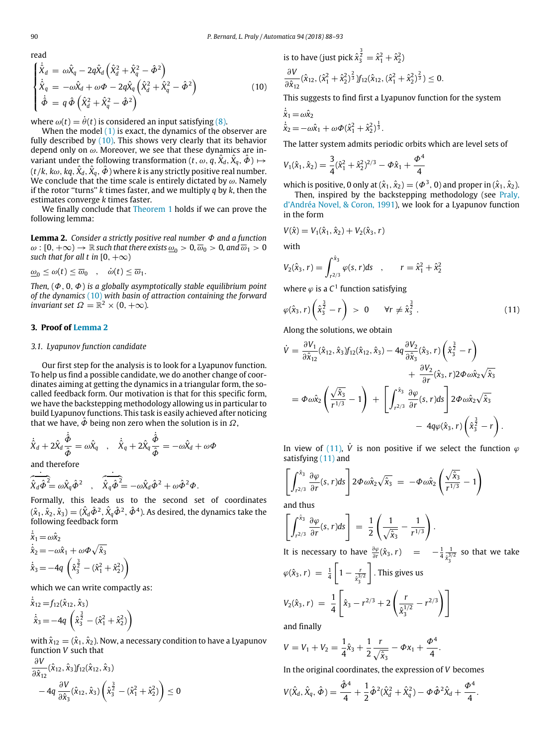read

$$\begin{cases} \dot{\hat{X}}_d = \omega \hat{X}_q - 2q\hat{X}_d\left(\hat{X}_d^2 + \hat{X}_q^2 - \hat{\Phi}^2\right) \\ \dot{\hat{X}}_q = -\omega \hat{X}_d + \omega \Phi - 2q\hat{X}_q\left(\hat{X}_d^2 + \hat{X}_q^2 - \hat{\Phi}^2\right) \\ \dot{\hat{\Phi}} = q\,\hat{\Phi}\left(\hat{X}_d^2 + \hat{X}_q^2 - \hat{\Phi}^2\right) \end{cases} \tag{10}$$

where $\omega(t) = \dot{\theta}(t)$ is considered an input satisfying (8).

When the model (1) is exact, the dynamics of the observer are fully described by (10). This shows very clearly that its behavior depend only on $\omega$. Moreover, we see that these dynamics are invariant under the following transformation $(t, \omega, q, \hat{X}_d, \hat{X}_q, \hat{\Phi}) \mapsto (t/k, k\omega, kq, \hat{X}_d, \hat{X}_q, \hat{\Phi})$ where $k$ is any strictly positive real number. We conclude that the time scale is entirely dictated by $\omega$. Namely if the rotor "turns" $k$ times faster, and we multiply $q$ by $k$, then the estimates converge $k$ times faster.

We finally conclude that Theorem 1 holds if we can prove the following lemma:

**Lemma 2.** *Consider a strictly positive real number $\Phi$ and a function $\omega : [0, +\infty) \to \mathbb{R}$ such that there exists $\underline{\omega}_0 > 0, \overline{\omega}_0 > 0$, and $\overline{\omega}_1 > 0$ such that for all $t$ in $[0, +\infty)$*

$$\underline{\omega}_0 \leq \omega(t) \leq \overline{\omega}_0 \quad , \quad \dot{\omega}(t) \leq \overline{\omega}_1.$$

*Then, $(\Phi, 0, \Phi)$ is a globally asymptotically stable equilibrium point of the dynamics (10) with basin of attraction containing the forward invariant set $\Omega = \mathbb{R}^2 \times (0, +\infty)$.*

## 3. Proof of Lemma 2

### 3.1. Lyapunov function candidate

Our first step for the analysis is to look for a Lyapunov function. To help us find a possible candidate, we do another change of coordinates aiming at getting the dynamics in a triangular form, the so-called feedback form. Our motivation is that for this specific form, we have the backstepping methodology allowing us in particular to build Lyapunov functions. This task is easily achieved after noticing that we have, $\hat{\Phi}$ being non zero when the solution is in $\Omega$,

$$\dot{\hat{X}}_d + 2\hat{X}_d \frac{\dot{\hat{\Phi}}}{\hat{\Phi}} = \omega \hat{X}_q \quad , \quad \dot{\hat{X}}_q + 2\hat{X}_q \frac{\dot{\hat{\Phi}}}{\hat{\Phi}} = -\omega \hat{X}_d + \omega \Phi$$

and therefore

$$\dot{\overline{\hat{X}_d \hat{\Phi}^2}} = \omega \hat{X}_q \hat{\Phi}^2 \quad , \quad \dot{\overline{\hat{X}_q \hat{\Phi}^2}} = -\omega \hat{X}_d \hat{\Phi}^2 + \omega \hat{\Phi}^2 \Phi.$$

Formally, this leads us to the second set of coordinates $(\hat{x}_1, \hat{x}_2, \hat{x}_3) = (\hat{X}_d \hat{\Phi}^2, \hat{X}_q \hat{\Phi}^2, \hat{\Phi}^4)$. As desired, the dynamics take the following feedback form

$$\begin{aligned} \dot{\hat{x}}_1 &= \omega \hat{x}_2 \\ \dot{\hat{x}}_2 &= -\omega \hat{x}_1 + \omega \Phi \sqrt{\hat{x}_3} \\ \dot{\hat{x}}_3 &= -4q\left(\hat{x}_3^{\frac{3}{2}} - (\hat{x}_1^2 + \hat{x}_2^2)\right) \end{aligned}$$

which we can write compactly as:

$$\begin{aligned} \dot{\hat{x}}_{12} &= f_{12}(\hat{x}_{12}, \hat{x}_3) \\ \dot{\hat{x}}_3 &= -4q\left(\hat{x}_3^{\frac{3}{2}} - (\hat{x}_1^2 + \hat{x}_2^2)\right) \end{aligned}$$

with $\hat{x}_{12} = (\hat{x}_1, \hat{x}_2)$. Now, a necessary condition to have a Lyapunov function $V$ such that

$$\frac{\partial V}{\partial \hat{x}_{12}}(\hat{x}_{12}, \hat{x}_3) f_{12}(\hat{x}_{12}, \hat{x}_3) - 4q\,\frac{\partial V}{\partial \hat{x}_3}(\hat{x}_{12}, \hat{x}_3)\left(\hat{x}_3^{\frac{3}{2}} - (\hat{x}_1^2 + \hat{x}_2^2)\right) \leq 0$$

is to have (just pick $\hat{x}_3^{\frac{3}{2}} = \hat{x}_1^2 + \hat{x}_2^2$)

$$\frac{\partial V}{\partial \hat{x}_{12}}(\hat{x}_{12}, (\hat{x}_1^2 + \hat{x}_2^2)^{\frac{2}{3}}) f_{12}(\hat{x}_{12}, (\hat{x}_1^2 + \hat{x}_2^2)^{\frac{2}{3}}) \leq 0.$$

This suggests to find first a Lyapunov function for the system

$$\begin{aligned} \dot{\hat{x}}_1 &= \omega \hat{x}_2 \\ \dot{\hat{x}}_2 &= -\omega \hat{x}_1 + \omega \Phi (\hat{x}_1^2 + \hat{x}_2^2)^{\frac{1}{3}}. \end{aligned}$$

The latter system admits periodic orbits which are level sets of

$$V_1(\hat{x}_1, \hat{x}_2) = \frac{3}{4}(\hat{x}_1^2 + \hat{x}_2^2)^{2/3} - \Phi \hat{x}_1 + \frac{\Phi^4}{4}$$

which is positive, 0 only at $(\hat{x}_1, \hat{x}_2) = (\Phi^3, 0)$ and proper in $(\hat{x}_1, \hat{x}_2)$.

Then, inspired by the backstepping methodology (see Praly, d'Andréa Novel, & Coron, 1991), we look for a Lyapunov function in the form

$$V(\hat{x}) = V_1(\hat{x}_1, \hat{x}_2) + V_2(\hat{x}_3, r)$$

with

$$V_2(\hat{x}_3, r) = \int_{r^{2/3}}^{\hat{x}_3} \varphi(s, r) ds \quad , \quad r = \hat{x}_1^2 + \hat{x}_2^2$$

where $\varphi$ is a $C^1$ function satisfying

$$\varphi(\hat{x}_3, r)\left(\hat{x}_3^{\frac{3}{2}} - r\right) > 0 \quad \forall r \neq \hat{x}_3^{\frac{3}{2}}. \tag{11}$$

Along the solutions, we obtain

$$\begin{aligned} \dot{V} &= \frac{\partial V_1}{\partial \hat{x}_{12}}(\hat{x}_{12}, \hat{x}_3) f_{12}(\hat{x}_{12}, \hat{x}_3) - 4q \frac{\partial V_2}{\partial \hat{x}_3}(\hat{x}_3, r)\left(\hat{x}_3^{\frac{3}{2}} - r\right) \\ &\qquad + \frac{\partial V_2}{\partial r}(\hat{x}_3, r) 2\Phi\omega \hat{x}_2 \sqrt{\hat{x}_3} \\ &= \Phi\omega \hat{x}_2\left(\frac{\sqrt{\hat{x}_3}}{r^{1/3}} - 1\right) + \left[\int_{r^{2/3}}^{\hat{x}_3} \frac{\partial \varphi}{\partial r}(s, r) ds\right] 2\Phi\omega \hat{x}_2 \sqrt{\hat{x}_3} \\ &\qquad - 4q\varphi(\hat{x}_3, r)\left(\hat{x}_3^{\frac{3}{2}} - r\right). \end{aligned}$$

In view of (11), $\dot{V}$ is non positive if we select the function $\varphi$ satisfying (11) and

$$\left[\int_{r^{2/3}}^{\hat{x}_3} \frac{\partial \varphi}{\partial r}(s, r) ds\right] 2\Phi\omega \hat{x}_2 \sqrt{\hat{x}_3} = -\Phi\omega \hat{x}_2\left(\frac{\sqrt{\hat{x}_3}}{r^{1/3}} - 1\right)$$

and thus

$$\left[\int_{r^{2/3}}^{\hat{x}_3} \frac{\partial \varphi}{\partial r}(s, r) ds\right] = \frac{1}{2}\left(\frac{1}{\sqrt{\hat{x}_3}} - \frac{1}{r^{1/3}}\right).$$

It is necessary to have $\frac{\partial \varphi}{\partial r}(\hat{x}_3, r) = -\frac{1}{4}\frac{1}{\hat{x}_3^{3/2}}$ so that we take $\varphi(\hat{x}_3, r) = \frac{1}{4}\left[1 - \frac{r}{\hat{x}_3^{3/2}}\right]$. This gives us

$$V_2(\hat{x}_3, r) = \frac{1}{4}\left[\hat{x}_3 - r^{2/3} + 2\left(\frac{r}{\hat{x}_3^{1/2}} - r^{2/3}\right)\right]$$

and finally

$$V = V_1 + V_2 = \frac{1}{4}\hat{x}_3 + \frac{1}{2}\frac{r}{\sqrt{\hat{x}_3}} - \Phi x_1 + \frac{\Phi^4}{4}.$$

In the original coordinates, the expression of $V$ becomes

$$V(\hat{X}_d, \hat{X}_q, \hat{\Phi}) = \frac{\hat{\Phi}^4}{4} + \frac{1}{2}\hat{\Phi}^2(\hat{X}_d^2 + \hat{X}_q^2) - \Phi\hat{\Phi}^2\hat{X}_d + \frac{\Phi^4}{4}.$$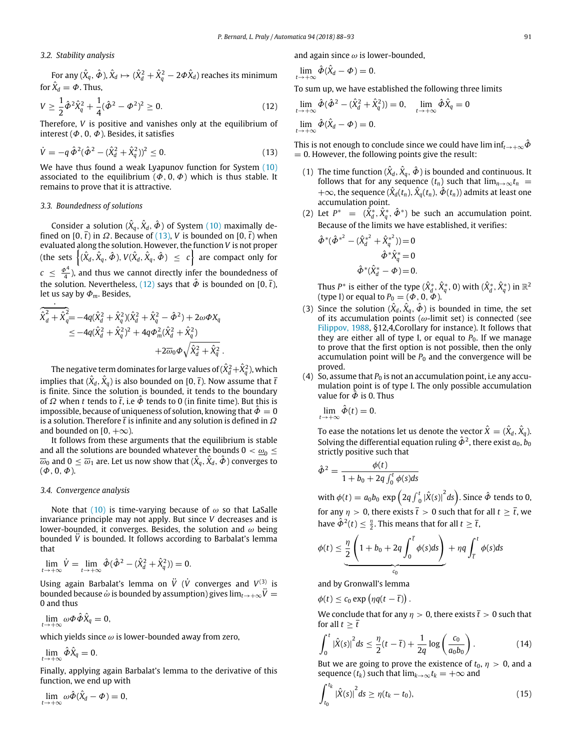### 3.2. Stability analysis

For any $(\hat{X}_q, \hat{\Phi})$, $\hat{X}_d \mapsto (\hat{X}_d^2 + \hat{X}_q^2 - 2\Phi\hat{X}_d)$ reaches its minimum for $\hat{X}_d = \Phi$. Thus,

$$V \geq \frac{1}{2}\hat{\Phi}^2\hat{X}_q^2 + \frac{1}{4}(\hat{\Phi}^2 - \Phi^2)^2 \geq 0. \tag{12}$$

Therefore, $V$ is positive and vanishes only at the equilibrium of interest $(\Phi, 0, \Phi)$. Besides, it satisfies

$$\dot{V} = -q\,\hat{\Phi}^2(\hat{\Phi}^2 - (\hat{X}_d^2 + \hat{X}_q^2))^2 \leq 0. \tag{13}$$

We have thus found a weak Lyapunov function for System (10) associated to the equilibrium $(\Phi, 0, \Phi)$ which is thus stable. It remains to prove that it is attractive.

### 3.3. Boundedness of solutions

Consider a solution $(\hat{X}_q, \hat{X}_d, \hat{\Phi})$ of System (10) maximally defined on $[0, \bar{t})$ in $\Omega$. Because of (13), $V$ is bounded on $[0, \bar{t})$ when evaluated along the solution. However, the function $V$ is not proper (the sets $\left\{(\hat{X}_d, \hat{X}_q, \hat{\Phi}),\, V(\hat{X}_d, \hat{X}_q, \hat{\Phi}) \leq c\right\}$ are compact only for $c \leq \frac{\Phi^4}{4}$), and thus we cannot directly infer the boundedness of the solution. Nevertheless, (12) says that $\hat{\Phi}$ is bounded on $[0, \bar{t})$, let us say by $\Phi_m$. Besides,

$$\begin{aligned}
\overbrace{\hat{X}_d^2 + \hat{X}_q^2}^{\cdot} &= -4q(\hat{X}_d^2 + \hat{X}_q^2)(\hat{X}_d^2 + \hat{X}_q^2 - \hat{\Phi}^2) + 2\omega\Phi X_q \\
&\leq -4q(\hat{X}_d^2 + \hat{X}_q^2)^2 + 4q\Phi_m^2(\hat{X}_d^2 + \hat{X}_q^2) \\
&\quad + 2\overline{\omega}_0\Phi\sqrt{\hat{X}_d^2 + \hat{X}_q^2}\,.
\end{aligned}$$

The negative term dominates for large values of $(\hat{X}_d^2 + \hat{X}_q^2)$, which implies that $(\hat{X}_d, \hat{X}_q)$ is also bounded on $[0, \bar{t})$. Now assume that $\bar{t}$ is finite. Since the solution is bounded, it tends to the boundary of $\Omega$ when $t$ tends to $\bar{t}$, i.e $\hat{\Phi}$ tends to 0 (in finite time). But this is impossible, because of uniqueness of solution, knowing that $\hat{\Phi} = 0$ is a solution. Therefore $\bar{t}$ is infinite and any solution is defined in $\Omega$ and bounded on $[0, +\infty)$.

It follows from these arguments that the equilibrium is stable and all the solutions are bounded whatever the bounds $0 < \underline{\omega}_0 \leq \overline{\omega}_0$ and $0 \leq \overline{\omega}_1$ are. Let us now show that $(\hat{X}_q, \hat{X}_d, \hat{\Phi})$ converges to $(\Phi, 0, \Phi)$.

### 3.4. Convergence analysis

Note that (10) is time-varying because of $\omega$ so that LaSalle invariance principle may not apply. But since $V$ decreases and is lower-bounded, it converges. Besides, the solution and $\omega$ being bounded $\ddot{V}$ is bounded. It follows according to Barbalat's lemma that

$$\lim_{t\to+\infty} \dot{V} = \lim_{t\to+\infty} \hat{\Phi}(\hat{\Phi}^2 - (\hat{X}_d^2 + \hat{X}_q^2)) = 0.$$

Using again Barbalat's lemma on $\ddot{V}$ ($\dot{V}$ converges and $V^{(3)}$ is bounded because $\dot{\omega}$ is bounded by assumption) gives $\lim_{t\to+\infty}\ddot{V} = 0$ and thus

$$\lim_{t\to+\infty} \omega\Phi\hat{\Phi}\hat{X}_q = 0,$$

which yields since $\omega$ is lower-bounded away from zero,

$$\lim_{t\to+\infty} \hat{\Phi}\hat{X}_q = 0.$$

Finally, applying again Barbalat's lemma to the derivative of this function, we end up with

$$\lim_{t\to+\infty} \omega\hat{\Phi}(\hat{X}_d - \Phi) = 0,$$

and again since $\omega$ is lower-bounded,

$$\lim_{t\to+\infty} \hat{\Phi}(\hat{X}_d - \Phi) = 0.$$

To sum up, we have established the following three limits

$$\lim_{t\to+\infty} \hat{\Phi}(\hat{\Phi}^2 - (\hat{X}_d^2 + \hat{X}_q^2)) = 0, \quad \lim_{t\to+\infty} \hat{\Phi}\hat{X}_q = 0$$

$$\lim_{t\to+\infty} \hat{\Phi}(\hat{X}_d - \Phi) = 0.$$

This is not enough to conclude since we could have $\liminf_{t\to+\infty}\hat{\Phi} = 0$. However, the following points give the result:

(1) The time function $(\hat{X}_d, \hat{X}_q, \hat{\Phi})$ is bounded and continuous. It follows that for any sequence $(t_n)$ such that $\lim_{n\to\infty} t_n = +\infty$, the sequence $(\hat{X}_d(t_n), \hat{X}_q(t_n), \hat{\Phi}(t_n))$ admits at least one accumulation point.

(2) Let $P^* = (\hat{X}_d^*, \hat{X}_q^*, \hat{\Phi}^*)$ be such an accumulation point. Because of the limits we have established, it verifies:

$$\begin{aligned}
\hat{\Phi}^*(\hat{\Phi}^{*2} - (\hat{X}_d^{*2} + \hat{X}_q^{*2})) &= 0 \\
\hat{\Phi}^*\hat{X}_q^* &= 0 \\
\hat{\Phi}^*(\hat{X}_d^* - \Phi) &= 0.
\end{aligned}$$

Thus $P^*$ is either of the type $(\hat{X}_d^*, \hat{X}_q^*, 0)$ with $(\hat{X}_d^*, \hat{X}_q^*)$ in $\mathbb{R}^2$ (type I) or equal to $P_0 = (\Phi, 0, \Phi)$.

(3) Since the solution $(\hat{X}_d, \hat{X}_q, \hat{\Phi})$ is bounded in time, the set of its accumulation points ($\omega$-limit set) is connected (see Filippov, 1988, §12,4,Corollary for instance). It follows that they are either all of type I, or equal to $P_0$. If we manage to prove that the first option is not possible, then the only accumulation point will be $P_0$ and the convergence will be proved.

(4) So, assume that $P_0$ is not an accumulation point, i.e any accumulation point is of type I. The only possible accumulation value for $\hat{\Phi}$ is 0. Thus

$$\lim_{t\to+\infty} \hat{\Phi}(t) = 0.$$

To ease the notations let us denote the vector $\hat{X} = (\hat{X}_d, \hat{X}_q)$. Solving the differential equation ruling $\hat{\Phi}^2$, there exist $a_0, b_0$ strictly positive such that

$$\hat{\Phi}^2 = \frac{\phi(t)}{1 + b_0 + 2q\int_0^t \phi(s)ds}$$

with $\phi(t) = a_0 b_0 \exp\left(2q\int_0^t |\hat{X}(s)|^2 ds\right)$. Since $\hat{\Phi}$ tends to 0, for any $\eta > 0$, there exists $\bar{t} > 0$ such that for all $t \geq \bar{t}$, we have $\hat{\Phi}^2(t) \leq \frac{\eta}{2}$. This means that for all $t \geq \bar{t}$,

$$\phi(t) \leq \underbrace{\frac{\eta}{2}\left(1 + b_0 + 2q\int_0^{\bar{t}} \phi(s)ds\right)}_{c_0} + \eta q\int_{\bar{t}}^t \phi(s)ds$$

and by Gronwall's lemma

$$\phi(t) \leq c_0 \exp\left(\eta q(t - \bar{t})\right).$$

We conclude that for any $\eta > 0$, there exists $\bar{t} > 0$ such that for all $t \geq \bar{t}$

$$\int_0^t |\hat{X}(s)|^2 ds \leq \frac{\eta}{2}(t - \bar{t}) + \frac{1}{2q}\log\left(\frac{c_0}{a_0 b_0}\right). \tag{14}$$

But we are going to prove the existence of $t_0$, $\eta > 0$, and a sequence $(t_k)$ such that $\lim_{k\to\infty} t_k = +\infty$ and

$$\int_{t_0}^{t_k} |\hat{X}(s)|^2 ds \geq \eta(t_k - t_0), \tag{15}$$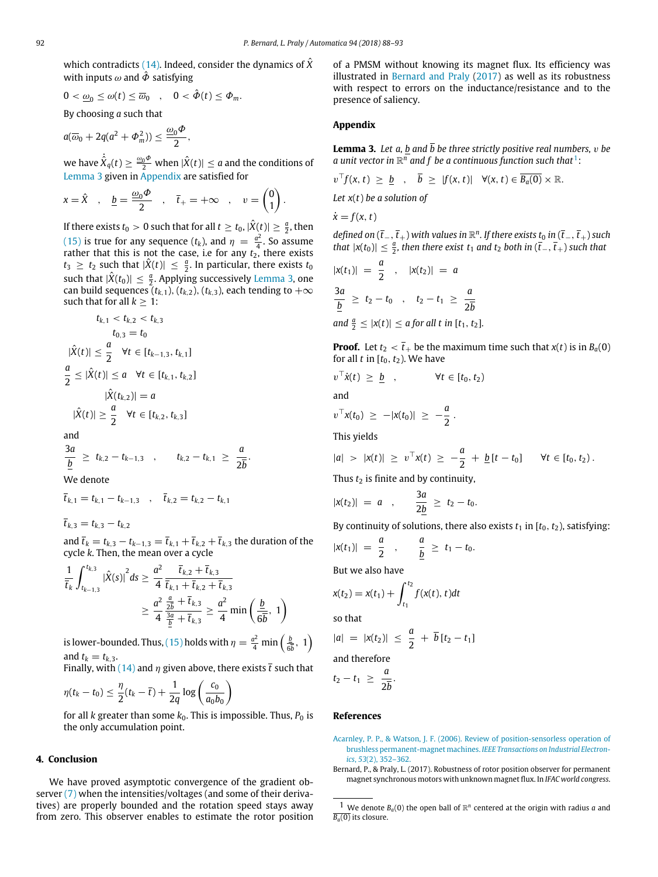which contradicts (14). Indeed, consider the dynamics of $\hat{X}$ with inputs $\omega$ and $\hat{\Phi}$ satisfying

$$0 < \underline{\omega}_0 \leq \omega(t) \leq \overline{\omega}_0 \quad , \quad 0 < \hat{\Phi}(t) \leq \Phi_m .$$

By choosing $a$ such that

$$a(\overline{\omega}_0 + 2q(a^2 + \Phi_m^2)) \leq \frac{\underline{\omega}_0 \Phi}{2},$$

we have $\dot{\hat{X}}_q(t) \geq \frac{\underline{\omega}_0 \Phi}{2}$ when $|\hat{X}(t)| \leq a$ and the conditions of Lemma 3 given in Appendix are satisfied for

$$x = \hat{X} \quad , \quad \underline{b} = \frac{\underline{\omega}_0 \Phi}{2} \quad , \quad \overline{t}_+ = +\infty \quad , \quad v = \begin{pmatrix} 0 \\ 1 \end{pmatrix}.$$

If there exists $t_0 > 0$ such that for all $t \geq t_0$, $|\hat{X}(t)| \geq \frac{a}{2}$, then (15) is true for any sequence $(t_k)$, and $\eta = \frac{a^2}{4}$. So assume rather that this is not the case, i.e for any $t_2$, there exists $t_3 \geq t_2$ such that $|\hat{X}(t)| \leq \frac{a}{2}$. In particular, there exists $t_0$ such that $|\hat{X}(t_0)| \leq \frac{a}{2}$. Applying successively Lemma 3, one can build sequences $(t_{k,1})$, $(t_{k,2})$, $(t_{k,3})$, each tending to $+\infty$ such that for all $k \geq 1$:

$$\begin{aligned}
t_{k,1} < t_{k,2} &< t_{k,3} \\
t_{0,3} &= t_0 \\
|\hat{X}(t)| &\leq \frac{a}{2} \quad \forall t \in [t_{k-1,3}, t_{k,1}] \\
\frac{a}{2} \leq |\hat{X}(t)| &\leq a \quad \forall t \in [t_{k,1}, t_{k,2}] \\
|\hat{X}(t_{k,2})| &= a \\
|\hat{X}(t)| &\geq \frac{a}{2} \quad \forall t \in [t_{k,2}, t_{k,3}]
\end{aligned}$$

and

$$\frac{3a}{\underline{b}} \geq t_{k,2} - t_{k-1,3} \quad , \quad t_{k,2} - t_{k,1} \geq \frac{a}{2\overline{b}}.$$

We denote

$$\overline{t}_{k,1} = t_{k,1} - t_{k-1,3} \quad , \quad \overline{t}_{k,2} = t_{k,2} - t_{k,1}$$

$$\overline{t}_{k,3} = t_{k,3} - t_{k,2}$$

and $\overline{t}_k = t_{k,3} - t_{k-1,3} = \overline{t}_{k,1} + \overline{t}_{k,2} + \overline{t}_{k,3}$ the duration of the cycle $k$. Then, the mean over a cycle

$$\begin{aligned}
\frac{1}{\overline{t}_k} \int_{t_{k-1,3}}^{t_{k,3}} |\hat{X}(s)|^2 ds &\geq \frac{a^2}{4} \frac{\overline{t}_{k,2} + \overline{t}_{k,3}}{\overline{t}_{k,1} + \overline{t}_{k,2} + \overline{t}_{k,3}} \\
&\geq \frac{a^2}{4} \frac{\frac{a}{2\overline{b}} + \overline{t}_{k,3}}{\frac{3a}{\underline{b}} + \overline{t}_{k,3}} \geq \frac{a^2}{4} \min\left(\frac{\underline{b}}{6\overline{b}}, 1\right)
\end{aligned}$$

is lower-bounded. Thus, (15) holds with $\eta = \frac{a^2}{4} \min\left(\frac{\underline{b}}{6\overline{b}}, 1\right)$ and $t_k = t_{k,3}$.

Finally, with (14) and $\eta$ given above, there exists $\overline{t}$ such that

$$\eta(t_k - t_0) \leq \frac{\eta}{2}(t_k - \overline{t}) + \frac{1}{2q} \log\left(\frac{c_0}{a_0 b_0}\right)$$

for all $k$ greater than some $k_0$. This is impossible. Thus, $P_0$ is the only accumulation point.

## 4. Conclusion

We have proved asymptotic convergence of the gradient observer (7) when the intensities/voltages (and some of their derivatives) are properly bounded and the rotation speed stays away from zero. This observer enables to estimate the rotor position of a PMSM without knowing its magnet flux. Its efficiency was illustrated in Bernard and Praly (2017) as well as its robustness with respect to errors on the inductance/resistance and to the presence of saliency.

## Appendix

**Lemma 3.** *Let $a$, $\underline{b}$ and $\overline{b}$ be three strictly positive real numbers, $v$ be a unit vector in $\mathbb{R}^n$ and $f$ be a continuous function such that*[1]*:*

$$v^\top f(x,t) \geq \underline{b} \quad , \quad \overline{b} \geq |f(x,t)| \quad \forall (x,t) \in \overline{B_a(0)} \times \mathbb{R}.$$

*Let $x(t)$ be a solution of*

$$\dot{x} = f(x,t)$$

*defined on $(\overline{t}_-, \overline{t}_+)$ with values in $\mathbb{R}^n$. If there exists $t_0$ in $(\overline{t}_-, \overline{t}_+)$ such that $|x(t_0)| \leq \frac{a}{2}$, then there exist $t_1$ and $t_2$ both in $(\overline{t}_-, \overline{t}_+)$ such that*

$$|x(t_1)| = \frac{a}{2} \quad , \quad |x(t_2)| = a$$

$$\frac{3a}{\underline{b}} \geq t_2 - t_0 \quad , \quad t_2 - t_1 \geq \frac{a}{2\overline{b}}$$

*and $\frac{a}{2} \leq |x(t)| \leq a$ for all $t$ in $[t_1, t_2]$.*

**Proof.** Let $t_2 < \overline{t}_+$ be the maximum time such that $x(t)$ is in $B_a(0)$ for all $t$ in $[t_0, t_2)$. We have

$$v^\top \dot{x}(t) \geq \underline{b} \quad , \quad \forall t \in [t_0, t_2)$$

and

$$v^\top x(t_0) \geq -|x(t_0)| \geq -\frac{a}{2}.$$

This yields

$$|a| > |x(t)| \geq v^\top x(t) \geq -\frac{a}{2} + \underline{b}[t - t_0] \quad \forall t \in [t_0, t_2).$$

Thus $t_2$ is finite and by continuity,

$$|x(t_2)| = a \quad , \quad \frac{3a}{2\underline{b}} \geq t_2 - t_0.$$

By continuity of solutions, there also exists $t_1$ in $[t_0, t_2)$, satisfying:

$$|x(t_1)| = \frac{a}{2} \quad , \quad \frac{a}{\underline{b}} \geq t_1 - t_0.$$

But we also have

$$x(t_2) = x(t_1) + \int_{t_1}^{t_2} f(x(t), t) dt$$

so that

$$|a| = |x(t_2)| \leq \frac{a}{2} + \overline{b}[t_2 - t_1]$$

and therefore

$$t_2 - t_1 \geq \frac{a}{2\overline{b}}.$$

## References

Acarnley, P. P., & Watson, J. F. (2006). Review of position-sensorless operation of brushless permanent-magnet machines. *IEEE Transactions on Industrial Electronics*, *53*(2), 352–362.

Bernard, P., & Praly, L. (2017). Robustness of rotor position observer for permanent magnet synchronous motors with unknown magnet flux. In *IFAC world congress*.

[1] We denote $B_a(0)$ the open ball of $\mathbb{R}^n$ centered at the origin with radius $a$ and $\overline{B_a(0)}$ its closure.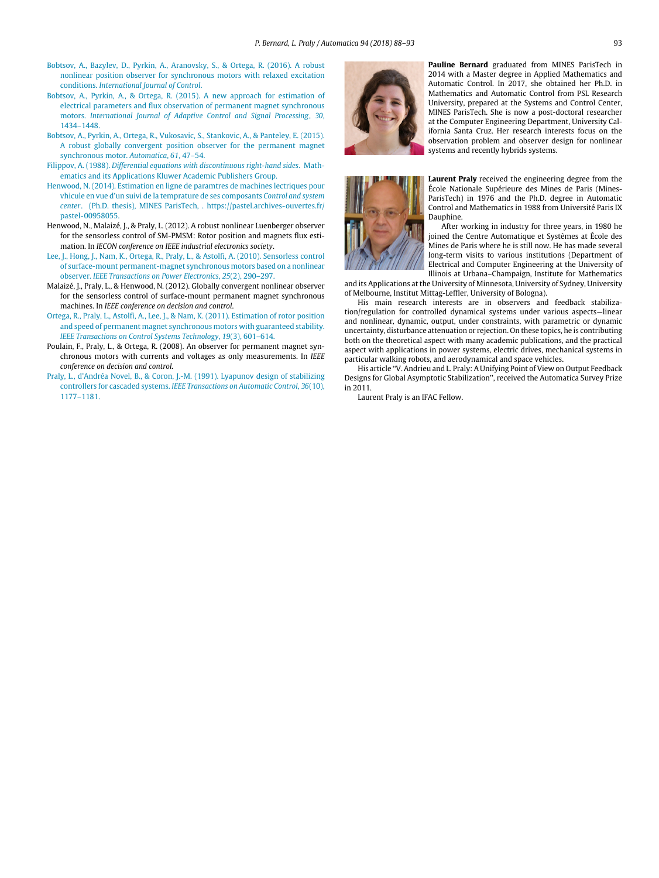Bobtsov, A., Bazylev, D., Pyrkin, A., Aranovsky, S., & Ortega, R. (2016). A robust nonlinear position observer for synchronous motors with relaxed excitation conditions. *International Journal of Control*.

Bobtsov, A., Pyrkin, A., & Ortega, R. (2015). A new approach for estimation of electrical parameters and flux observation of permanent magnet synchronous motors. *International Journal of Adaptive Control and Signal Processing*, *30*, 1434–1448.

Bobtsov, A., Pyrkin, A., Ortega, R., Vukosavic, S., Stankovic, A., & Panteley, E. (2015). A robust globally convergent position observer for the permanent magnet synchronous motor. *Automatica*, *61*, 47–54.

Filippov, A. (1988). *Differential equations with discontinuous right-hand sides*. Mathematics and its Applications Kluwer Academic Publishers Group.

Henwood, N. (2014). Estimation en ligne de paramtres de machines lectriques pour vhicule en vue d'un suivi de la temprature de ses composants *Control and system center*. (Ph.D. thesis), MINES ParisTech, . https://pastel.archives-ouvertes.fr/pastel-00958055.

Henwood, N., Malaizé, J., & Praly, L. (2012). A robust nonlinear Luenberger observer for the sensorless control of SM-PMSM: Rotor position and magnets flux estimation. In *IECON conference on IEEE industrial electronics society*.

Lee, J., Hong, J., Nam, K., Ortega, R., Praly, L., & Astolfi, A. (2010). Sensorless control of surface-mount permanent-magnet synchronous motors based on a nonlinear observer. *IEEE Transactions on Power Electronics*, *25*(2), 290–297.

Malaizé, J., Praly, L., & Henwood, N. (2012). Globally convergent nonlinear observer for the sensorless control of surface-mount permanent magnet synchronous machines. In *IEEE conference on decision and control*.

Ortega, R., Praly, L., Astolfi, A., Lee, J., & Nam, K. (2011). Estimation of rotor position and speed of permanent magnet synchronous motors with guaranteed stability. *IEEE Transactions on Control Systems Technology*, *19*(3), 601–614.

Poulain, F., Praly, L., & Ortega, R. (2008). An observer for permanent magnet synchronous motors with currents and voltages as only measurements. In *IEEE conference on decision and control*.

Praly, L., d'Andréa Novel, B., & Coron, J.-M. (1991). Lyapunov design of stabilizing controllers for cascaded systems. *IEEE Transactions on Automatic Control*, *36*(10), 1177–1181.

**Pauline Bernard** graduated from MINES ParisTech in 2014 with a Master degree in Applied Mathematics and Automatic Control. In 2017, she obtained her Ph.D. in Mathematics and Automatic Control from PSL Research University, prepared at the Systems and Control Center, MINES ParisTech. She is now a post-doctoral researcher at the Computer Engineering Department, University California Santa Cruz. Her research interests focus on the observation problem and observer design for nonlinear systems and recently hybrids systems.

**Laurent Praly** received the engineering degree from the École Nationale Supérieure des Mines de Paris (Mines-ParisTech) in 1976 and the Ph.D. degree in Automatic Control and Mathematics in 1988 from Université Paris IX Dauphine.

After working in industry for three years, in 1980 he joined the Centre Automatique et Systèmes at École des Mines de Paris where he is still now. He has made several long-term visits to various institutions (Department of Electrical and Computer Engineering at the University of Illinois at Urbana–Champaign, Institute for Mathematics and its Applications at the University of Minnesota, University of Sydney, University of Melbourne, Institut Mittag-Leffler, University of Bologna).

His main research interests are in observers and feedback stabilization/regulation for controlled dynamical systems under various aspects—linear and nonlinear, dynamic, output, under constraints, with parametric or dynamic uncertainty, disturbance attenuation or rejection. On these topics, he is contributing both on the theoretical aspect with many academic publications, and the practical aspect with applications in power systems, electric drives, mechanical systems in particular walking robots, and aerodynamical and space vehicles.

His article "V. Andrieu and L. Praly: A Unifying Point of View on Output Feedback Designs for Global Asymptotic Stabilization", received the Automatica Survey Prize in 2011.

Laurent Praly is an IFAC Fellow.